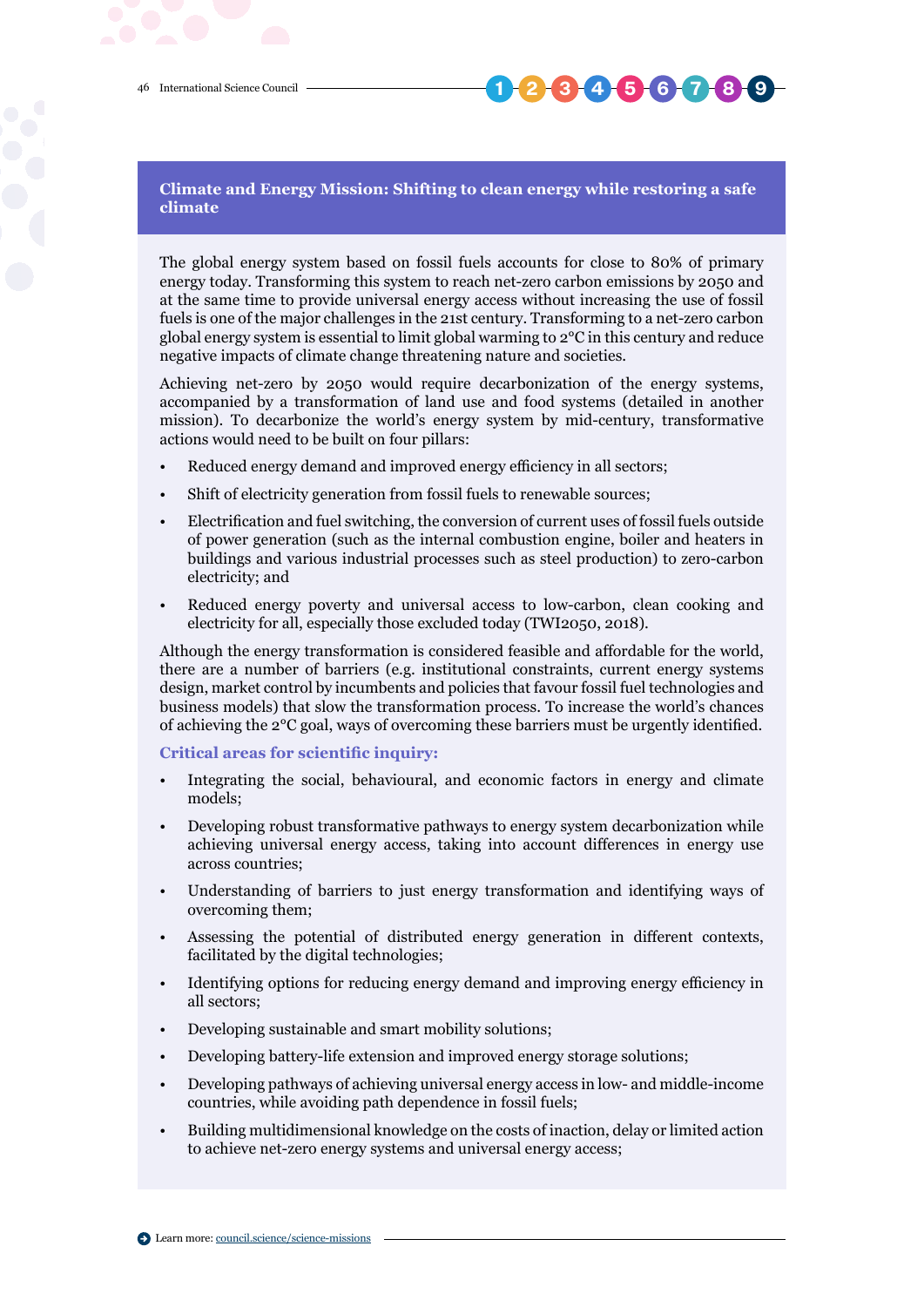## Climate and Energy Mission: Shifting to clean energy while restoring a safe climate

The global energy system based on fossil fuels accounts for close to 80% of primary energy today. Transforming this system to reach net-zero carbon emissions by 2050 and at the same time to provide universal energy access without increasing the use of fossil fuels is one of the major challenges in the 21st century. Transforming to a net-zero carbon global energy system is essential to limit global warming to 2°C in this century and reduce negative impacts of climate change threatening nature and societies.

Achieving net-zero by 2050 would require decarbonization of the energy systems, accompanied by a transformation of land use and food systems (detailed in another mission). To decarbonize the world's energy system by mid-century, transformative actions would need to be built on four pillars:

- Reduced energy demand and improved energy efficiency in all sectors;
- Shift of electricity generation from fossil fuels to renewable sources;
- Electrification and fuel switching, the conversion of current uses of fossil fuels outside of power generation (such as the internal combustion engine, boiler and heaters in buildings and various industrial processes such as steel production) to zero-carbon electricity; and
- Reduced energy poverty and universal access to low-carbon, clean cooking and electricity for all, especially those excluded today (TWI2050, 2018).

Although the energy transformation is considered feasible and affordable for the world, there are a number of barriers (e.g. institutional constraints, current energy systems design, market control by incumbents and policies that favour fossil fuel technologies and business models) that slow the transformation process. To increase the world's chances of achieving the 2°C goal, ways of overcoming these barriers must be urgently identified.

### Critical areas for scientific inquiry:

- Integrating the social, behavioural, and economic factors in energy and climate models;
- Developing robust transformative pathways to energy system decarbonization while achieving universal energy access, taking into account differences in energy use across countries;
- Understanding of barriers to just energy transformation and identifying ways of overcoming them;
- Assessing the potential of distributed energy generation in different contexts, facilitated by the digital technologies;
- Identifying options for reducing energy demand and improving energy efficiency in all sectors;
- Developing sustainable and smart mobility solutions;
- Developing battery-life extension and improved energy storage solutions;
- Developing pathways of achieving universal energy access in low- and middle-income countries, while avoiding path dependence in fossil fuels;
- Building multidimensional knowledge on the costs of inaction, delay or limited action to achieve net-zero energy systems and universal energy access;

Learn more: [council.science/science-missions](council.science/science-missions)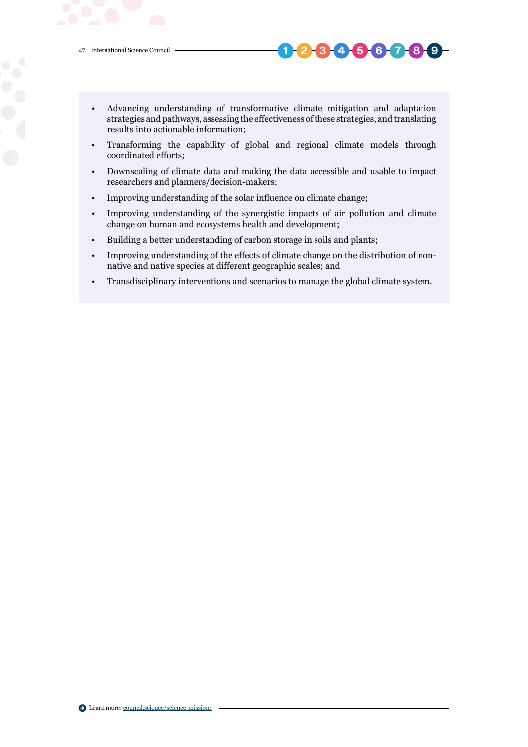- Advancing understanding of transformative climate mitigation and adaptation strategies and pathways, assessing the effectiveness of these strategies, and translating results into actionable information;
- Transforming the capability of global and regional climate models through coordinated efforts;
- Downscaling of climate data and making the data accessible and usable to impact researchers and planners/decision-makers;
- Improving understanding of the solar influence on climate change;
- Improving understanding of the synergistic impacts of air pollution and climate change on human and ecosystems health and development;
- Building a better understanding of carbon storage in soils and plants;
- Improving understanding of the effects of climate change on the distribution of non-native and native species at different geographic scales; and
- Transdisciplinary interventions and scenarios to manage the global climate system.